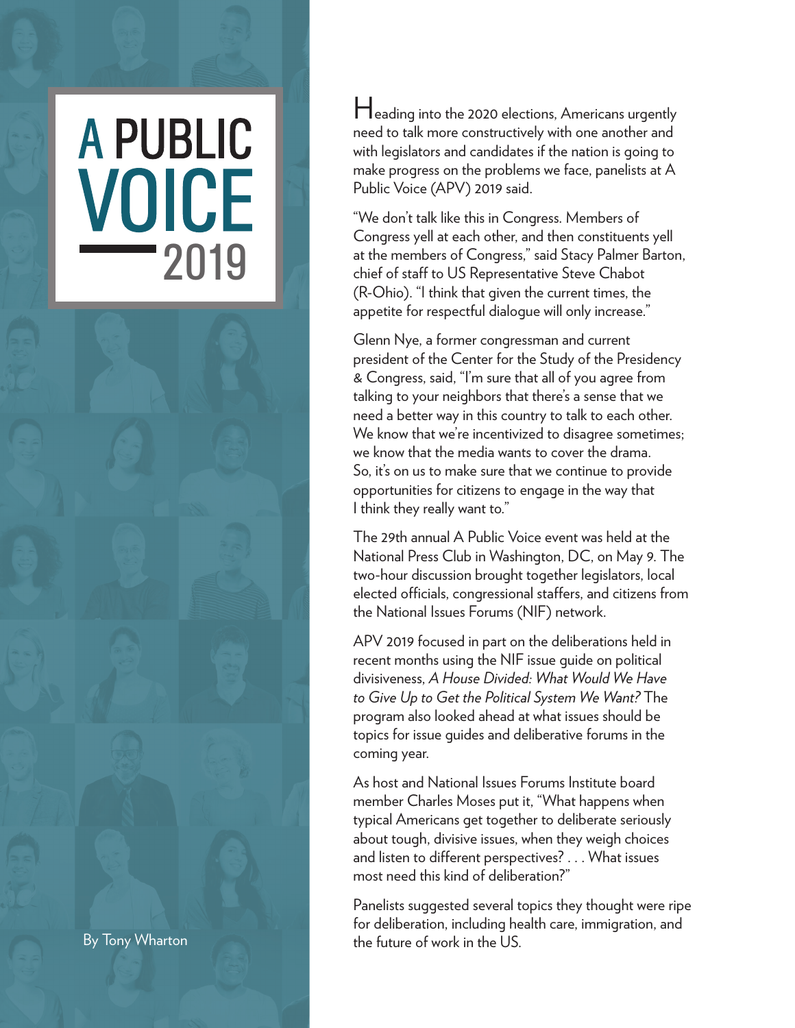# A PUBLIC VOICE 2019

By Tony Wharton

Heading into the 2020 elections, Americans urgently need to talk more constructively with one another and with legislators and candidates if the nation is going to make progress on the problems we face, panelists at A Public Voice (APV) 2019 said.

"We don't talk like this in Congress. Members of Congress yell at each other, and then constituents yell at the members of Congress," said Stacy Palmer Barton, chief of staff to US Representative Steve Chabot (R-Ohio). "I think that given the current times, the appetite for respectful dialogue will only increase."

Glenn Nye, a former congressman and current president of the Center for the Study of the Presidency & Congress, said, "I'm sure that all of you agree from talking to your neighbors that there's a sense that we need a better way in this country to talk to each other. We know that we're incentivized to disagree sometimes; we know that the media wants to cover the drama. So, it's on us to make sure that we continue to provide opportunities for citizens to engage in the way that I think they really want to."

The 29th annual A Public Voice event was held at the National Press Club in Washington, DC, on May 9. The two-hour discussion brought together legislators, local elected officials, congressional staffers, and citizens from the National Issues Forums (NIF) network.

APV 2019 focused in part on the deliberations held in recent months using the NIF issue guide on political divisiveness, *A House Divided: What Would We Have to Give Up to Get the Political System We Want?* The program also looked ahead at what issues should be topics for issue guides and deliberative forums in the coming year.

As host and National Issues Forums Institute board member Charles Moses put it, "What happens when typical Americans get together to deliberate seriously about tough, divisive issues, when they weigh choices and listen to different perspectives? . . . What issues most need this kind of deliberation?"

Panelists suggested several topics they thought were ripe for deliberation, including health care, immigration, and the future of work in the US.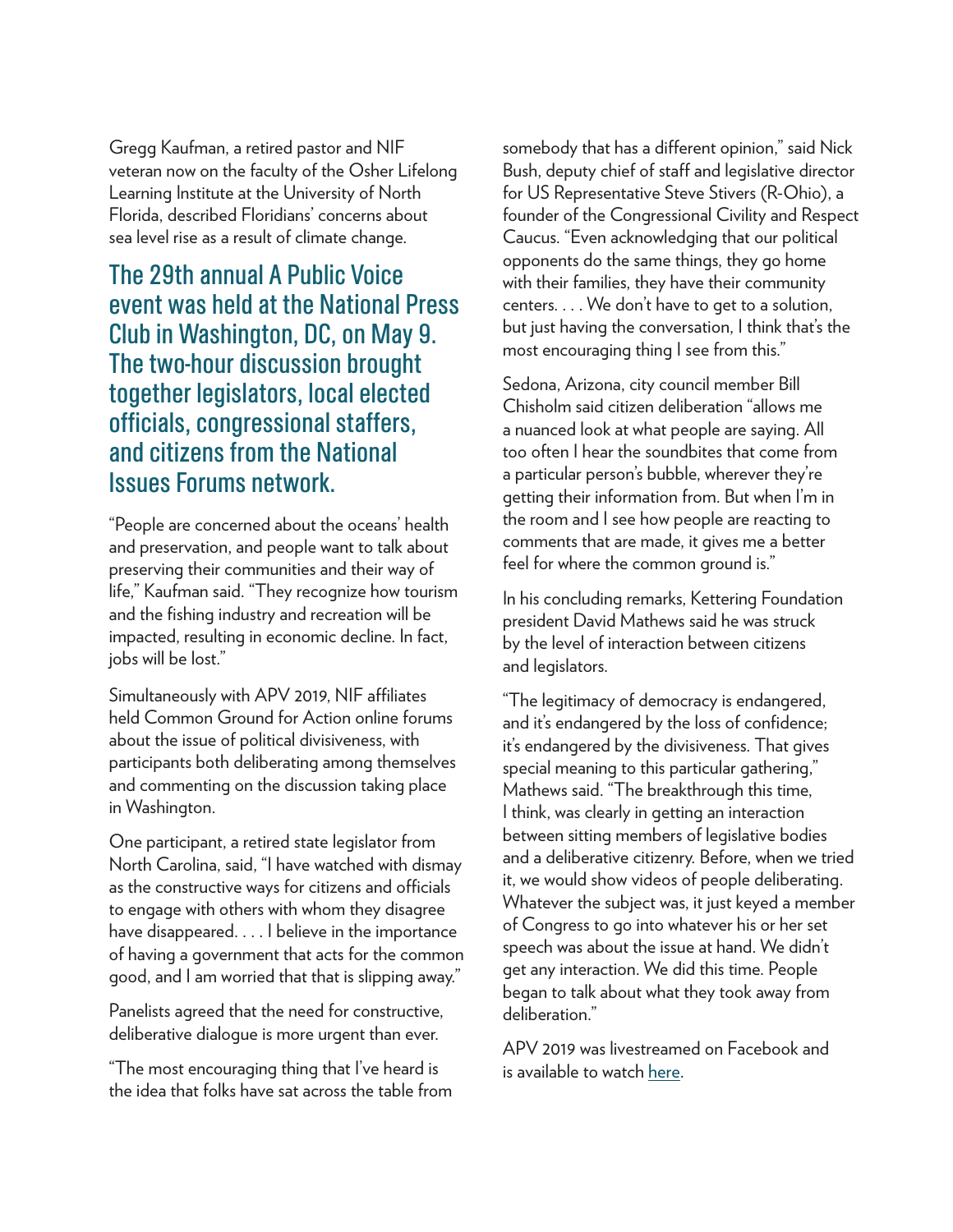Gregg Kaufman, a retired pastor and NIF veteran now on the faculty of the Osher Lifelong Learning Institute at the University of North Florida, described Floridians' concerns about sea level rise as a result of climate change.

> The 29th annual A Public Voice event was held at the National Press Club in Washington, DC, on May 9. The two-hour discussion brought together legislators, local elected officials, congressional staffers, and citizens from the National Issues Forums network.

"People are concerned about the oceans' health and preservation, and people want to talk about preserving their communities and their way of life," Kaufman said. "They recognize how tourism and the fishing industry and recreation will be impacted, resulting in economic decline. In fact, jobs will be lost."

Simultaneously with APV 2019, NIF affiliates held Common Ground for Action online forums about the issue of political divisiveness, with participants both deliberating among themselves and commenting on the discussion taking place in Washington.

One participant, a retired state legislator from North Carolina, said, "I have watched with dismay as the constructive ways for citizens and officials to engage with others with whom they disagree have disappeared. . . . I believe in the importance of having a government that acts for the common good, and I am worried that that is slipping away."

Panelists agreed that the need for constructive, deliberative dialogue is more urgent than ever.

"The most encouraging thing that I've heard is the idea that folks have sat across the table from somebody that has a different opinion," said Nick Bush, deputy chief of staff and legislative director for US Representative Steve Stivers (R-Ohio), a founder of the Congressional Civility and Respect Caucus. "Even acknowledging that our political opponents do the same things, they go home with their families, they have their community centers. . . . We don't have to get to a solution, but just having the conversation, I think that's the most encouraging thing I see from this."

Sedona, Arizona, city council member Bill Chisholm said citizen deliberation "allows me a nuanced look at what people are saying. All too often I hear the soundbites that come from a particular person's bubble, wherever they're getting their information from. But when I'm in the room and I see how people are reacting to comments that are made, it gives me a better feel for where the common ground is."

In his concluding remarks, Kettering Foundation president David Mathews said he was struck by the level of interaction between citizens and legislators.

"The legitimacy of democracy is endangered, and it's endangered by the loss of confidence; it's endangered by the divisiveness. That gives special meaning to this particular gathering," Mathews said. "The breakthrough this time, I think, was clearly in getting an interaction between sitting members of legislative bodies and a deliberative citizenry. Before, when we tried it, we would show videos of people deliberating. Whatever the subject was, it just keyed a member of Congress to go into whatever his or her set speech was about the issue at hand. We didn't get any interaction. We did this time. People began to talk about what they took away from deliberation."

APV 2019 was livestreamed on Facebook and is available to watch here.